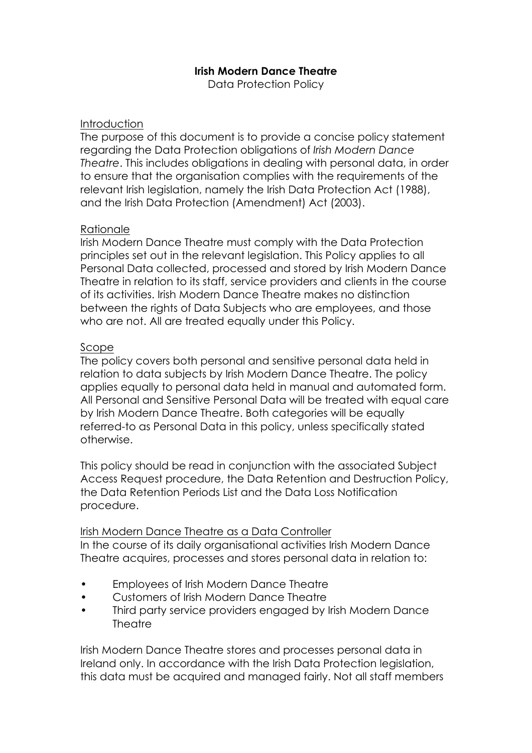# **Irish Modern Dance Theatre**

Data Protection Policy

## Introduction

The purpose of this document is to provide a concise policy statement regarding the Data Protection obligations of *Irish Modern Dance Theatre*. This includes obligations in dealing with personal data, in order to ensure that the organisation complies with the requirements of the relevant Irish legislation, namely the Irish Data Protection Act (1988), and the Irish Data Protection (Amendment) Act (2003).

## Rationale

Irish Modern Dance Theatre must comply with the Data Protection principles set out in the relevant legislation. This Policy applies to all Personal Data collected, processed and stored by Irish Modern Dance Theatre in relation to its staff, service providers and clients in the course of its activities. Irish Modern Dance Theatre makes no distinction between the rights of Data Subjects who are employees, and those who are not. All are treated equally under this Policy.

## Scope

The policy covers both personal and sensitive personal data held in relation to data subjects by Irish Modern Dance Theatre. The policy applies equally to personal data held in manual and automated form. All Personal and Sensitive Personal Data will be treated with equal care by Irish Modern Dance Theatre. Both categories will be equally referred-to as Personal Data in this policy, unless specifically stated otherwise.

This policy should be read in conjunction with the associated Subject Access Request procedure, the Data Retention and Destruction Policy, the Data Retention Periods List and the Data Loss Notification procedure.

## Irish Modern Dance Theatre as a Data Controller

In the course of its daily organisational activities Irish Modern Dance Theatre acquires, processes and stores personal data in relation to:

- Employees of Irish Modern Dance Theatre
- Customers of Irish Modern Dance Theatre
- Third party service providers engaged by Irish Modern Dance Theatre

Irish Modern Dance Theatre stores and processes personal data in Ireland only. In accordance with the Irish Data Protection legislation, this data must be acquired and managed fairly. Not all staff members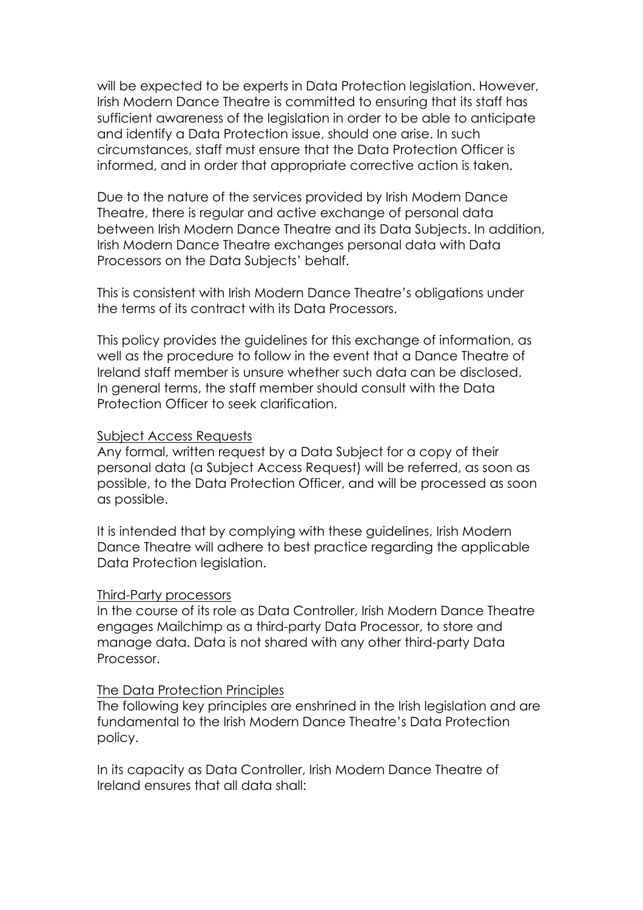will be expected to be experts in Data Protection legislation. However, Irish Modern Dance Theatre is committed to ensuring that its staff has sufficient awareness of the legislation in order to be able to anticipate and identify a Data Protection issue, should one arise. In such circumstances, staff must ensure that the Data Protection Officer is informed, and in order that appropriate corrective action is taken.

Due to the nature of the services provided by Irish Modern Dance Theatre, there is regular and active exchange of personal data between Irish Modern Dance Theatre and its Data Subjects. In addition, Irish Modern Dance Theatre exchanges personal data with Data Processors on the Data Subjects' behalf.

This is consistent with Irish Modern Dance Theatre's obligations under the terms of its contract with its Data Processors.

This policy provides the guidelines for this exchange of information, as well as the procedure to follow in the event that a Dance Theatre of Ireland staff member is unsure whether such data can be disclosed. In general terms, the staff member should consult with the Data Protection Officer to seek clarification.

<u>Subject Access Requests</u>

Any formal, written request by a Data Subject for a copy of their personal data (a Subject Access Request) will be referred, as soon as possible, to the Data Protection Officer, and will be processed as soon as possible.

It is intended that by complying with these guidelines, Irish Modern Dance Theatre will adhere to best practice regarding the applicable Data Protection legislation.

<u>Third-Party processors</u>

In the course of its role as Data Controller, Irish Modern Dance Theatre engages Mailchimp as a third-party Data Processor, to store and manage data. Data is not shared with any other third-party Data Processor.

<u>The Data Protection Principles</u>

The following key principles are enshrined in the Irish legislation and are fundamental to the Irish Modern Dance Theatre's Data Protection policy.

In its capacity as Data Controller, Irish Modern Dance Theatre of Ireland ensures that all data shall: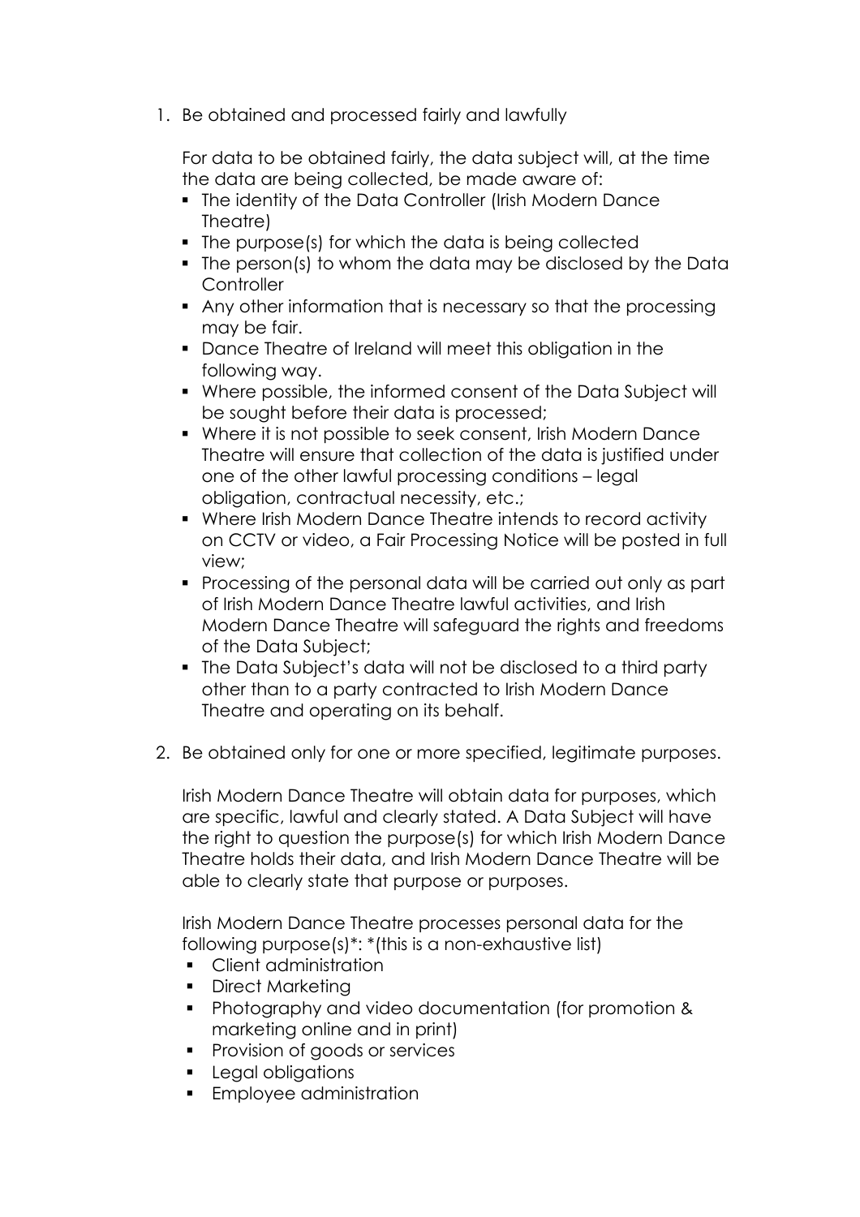1. Be obtained and processed fairly and lawfully

   For data to be obtained fairly, the data subject will, at the time the data are being collected, be made aware of:

   - The identity of the Data Controller (Irish Modern Dance Theatre)
   - The purpose(s) for which the data is being collected
   - The person(s) to whom the data may be disclosed by the Data Controller
   - Any other information that is necessary so that the processing may be fair.
   - Dance Theatre of Ireland will meet this obligation in the following way.
   - Where possible, the informed consent of the Data Subject will be sought before their data is processed;
   - Where it is not possible to seek consent, Irish Modern Dance Theatre will ensure that collection of the data is justified under one of the other lawful processing conditions – legal obligation, contractual necessity, etc.;
   - Where Irish Modern Dance Theatre intends to record activity on CCTV or video, a Fair Processing Notice will be posted in full view;
   - Processing of the personal data will be carried out only as part of Irish Modern Dance Theatre lawful activities, and Irish Modern Dance Theatre will safeguard the rights and freedoms of the Data Subject;
   - The Data Subject's data will not be disclosed to a third party other than to a party contracted to Irish Modern Dance Theatre and operating on its behalf.

2. Be obtained only for one or more specified, legitimate purposes.

   Irish Modern Dance Theatre will obtain data for purposes, which are specific, lawful and clearly stated. A Data Subject will have the right to question the purpose(s) for which Irish Modern Dance Theatre holds their data, and Irish Modern Dance Theatre will be able to clearly state that purpose or purposes.

   Irish Modern Dance Theatre processes personal data for the following purpose(s)*: *(this is a non-exhaustive list)

   - Client administration
   - Direct Marketing
   - Photography and video documentation (for promotion & marketing online and in print)
   - Provision of goods or services
   - Legal obligations
   - Employee administration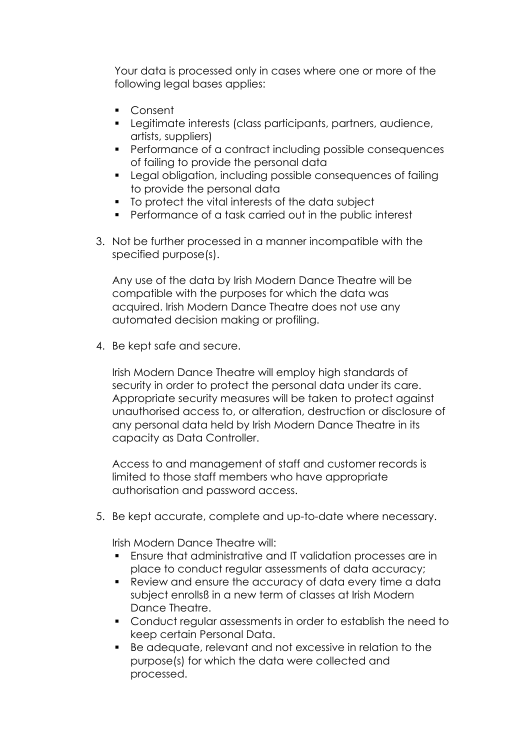Your data is processed only in cases where one or more of the following legal bases applies:

- Consent
- Legitimate interests (class participants, partners, audience, artists, suppliers)
- Performance of a contract including possible consequences of failing to provide the personal data
- Legal obligation, including possible consequences of failing to provide the personal data
- To protect the vital interests of the data subject
- Performance of a task carried out in the public interest

3. Not be further processed in a manner incompatible with the specified purpose(s).

   Any use of the data by Irish Modern Dance Theatre will be compatible with the purposes for which the data was acquired. Irish Modern Dance Theatre does not use any automated decision making or profiling.

4. Be kept safe and secure.

   Irish Modern Dance Theatre will employ high standards of security in order to protect the personal data under its care. Appropriate security measures will be taken to protect against unauthorised access to, or alteration, destruction or disclosure of any personal data held by Irish Modern Dance Theatre in its capacity as Data Controller.

   Access to and management of staff and customer records is limited to those staff members who have appropriate authorisation and password access.

5. Be kept accurate, complete and up-to-date where necessary.

   Irish Modern Dance Theatre will:
   - Ensure that administrative and IT validation processes are in place to conduct regular assessments of data accuracy;
   - Review and ensure the accuracy of data every time a data subject enrollsß in a new term of classes at Irish Modern Dance Theatre.
   - Conduct regular assessments in order to establish the need to keep certain Personal Data.
   - Be adequate, relevant and not excessive in relation to the purpose(s) for which the data were collected and processed.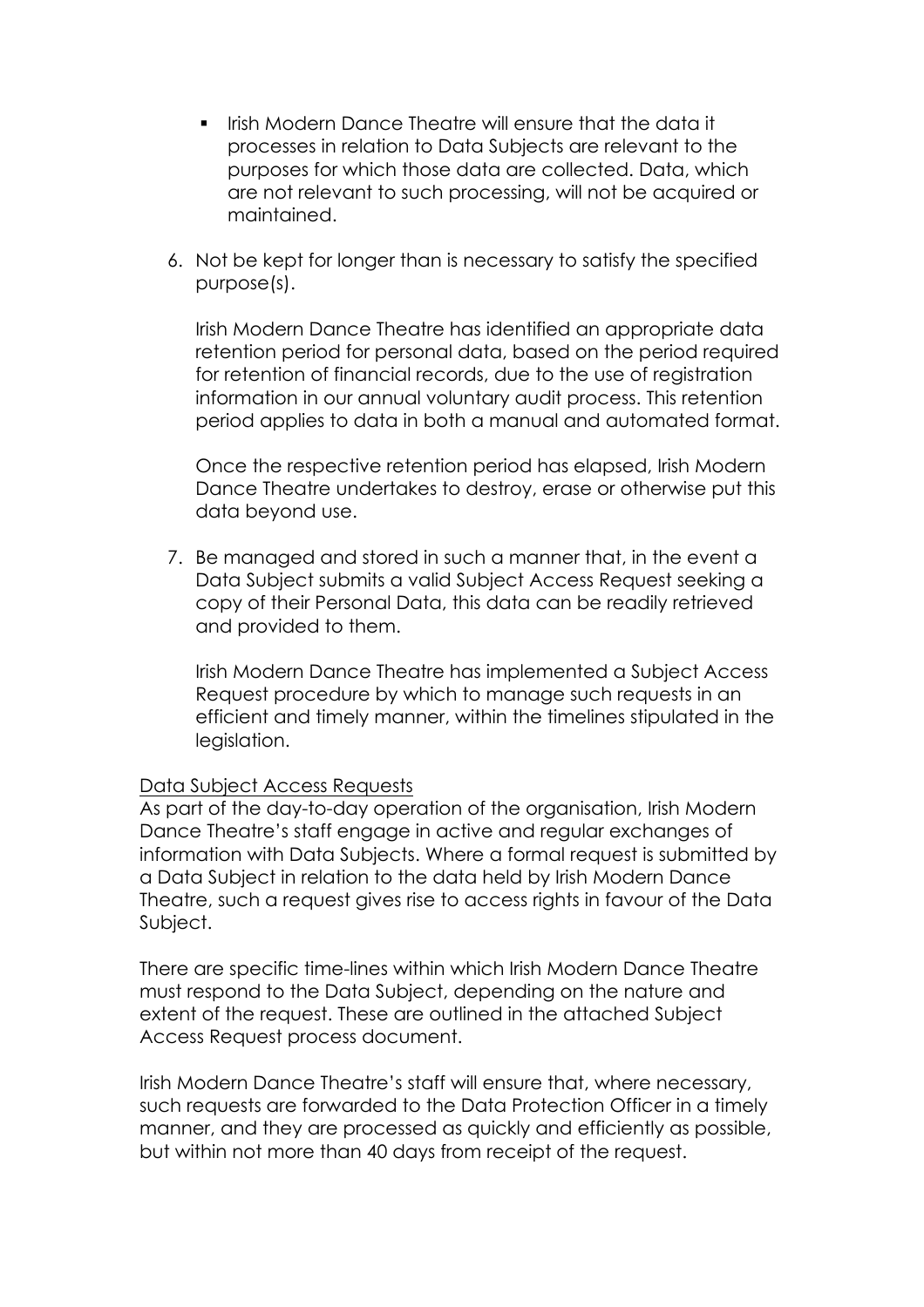- Irish Modern Dance Theatre will ensure that the data it processes in relation to Data Subjects are relevant to the purposes for which those data are collected. Data, which are not relevant to such processing, will not be acquired or maintained.

6. Not be kept for longer than is necessary to satisfy the specified purpose(s).

   Irish Modern Dance Theatre has identified an appropriate data retention period for personal data, based on the period required for retention of financial records, due to the use of registration information in our annual voluntary audit process. This retention period applies to data in both a manual and automated format.

   Once the respective retention period has elapsed, Irish Modern Dance Theatre undertakes to destroy, erase or otherwise put this data beyond use.

7. Be managed and stored in such a manner that, in the event a Data Subject submits a valid Subject Access Request seeking a copy of their Personal Data, this data can be readily retrieved and provided to them.

   Irish Modern Dance Theatre has implemented a Subject Access Request procedure by which to manage such requests in an efficient and timely manner, within the timelines stipulated in the legislation.

Data Subject Access Requests

As part of the day-to-day operation of the organisation, Irish Modern Dance Theatre's staff engage in active and regular exchanges of information with Data Subjects. Where a formal request is submitted by a Data Subject in relation to the data held by Irish Modern Dance Theatre, such a request gives rise to access rights in favour of the Data Subject.

There are specific time-lines within which Irish Modern Dance Theatre must respond to the Data Subject, depending on the nature and extent of the request. These are outlined in the attached Subject Access Request process document.

Irish Modern Dance Theatre's staff will ensure that, where necessary, such requests are forwarded to the Data Protection Officer in a timely manner, and they are processed as quickly and efficiently as possible, but within not more than 40 days from receipt of the request.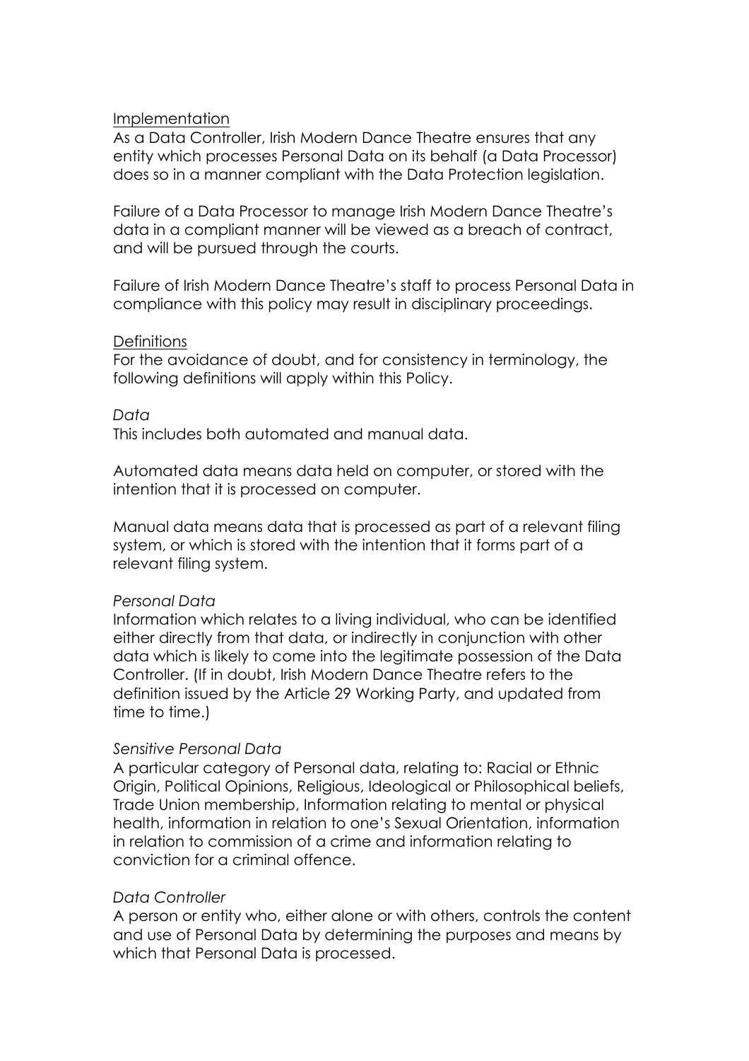<u>Implementation</u>

As a Data Controller, Irish Modern Dance Theatre ensures that any entity which processes Personal Data on its behalf (a Data Processor) does so in a manner compliant with the Data Protection legislation.

Failure of a Data Processor to manage Irish Modern Dance Theatre's data in a compliant manner will be viewed as a breach of contract, and will be pursued through the courts.

Failure of Irish Modern Dance Theatre's staff to process Personal Data in compliance with this policy may result in disciplinary proceedings.

<u>Definitions</u>

For the avoidance of doubt, and for consistency in terminology, the following definitions will apply within this Policy.

*Data*

This includes both automated and manual data.

Automated data means data held on computer, or stored with the intention that it is processed on computer.

Manual data means data that is processed as part of a relevant filing system, or which is stored with the intention that it forms part of a relevant filing system.

*Personal Data*

Information which relates to a living individual, who can be identified either directly from that data, or indirectly in conjunction with other data which is likely to come into the legitimate possession of the Data Controller. (If in doubt, Irish Modern Dance Theatre refers to the definition issued by the Article 29 Working Party, and updated from time to time.)

*Sensitive Personal Data*

A particular category of Personal data, relating to: Racial or Ethnic Origin, Political Opinions, Religious, Ideological or Philosophical beliefs, Trade Union membership, Information relating to mental or physical health, information in relation to one's Sexual Orientation, information in relation to commission of a crime and information relating to conviction for a criminal offence.

*Data Controller*

A person or entity who, either alone or with others, controls the content and use of Personal Data by determining the purposes and means by which that Personal Data is processed.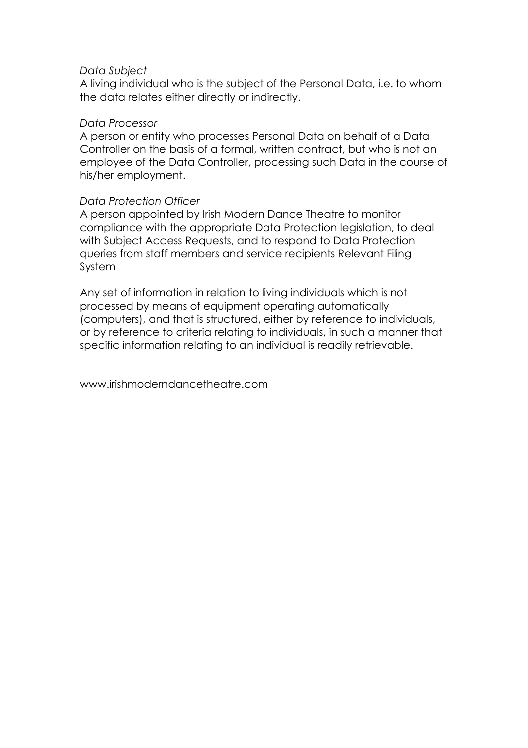*Data Subject*

A living individual who is the subject of the Personal Data, i.e. to whom the data relates either directly or indirectly.

*Data Processor*

A person or entity who processes Personal Data on behalf of a Data Controller on the basis of a formal, written contract, but who is not an employee of the Data Controller, processing such Data in the course of his/her employment.

*Data Protection Officer*

A person appointed by Irish Modern Dance Theatre to monitor compliance with the appropriate Data Protection legislation, to deal with Subject Access Requests, and to respond to Data Protection queries from staff members and service recipients Relevant Filing System

Any set of information in relation to living individuals which is not processed by means of equipment operating automatically (computers), and that is structured, either by reference to individuals, or by reference to criteria relating to individuals, in such a manner that specific information relating to an individual is readily retrievable.

www.irishmoderndancetheatre.com